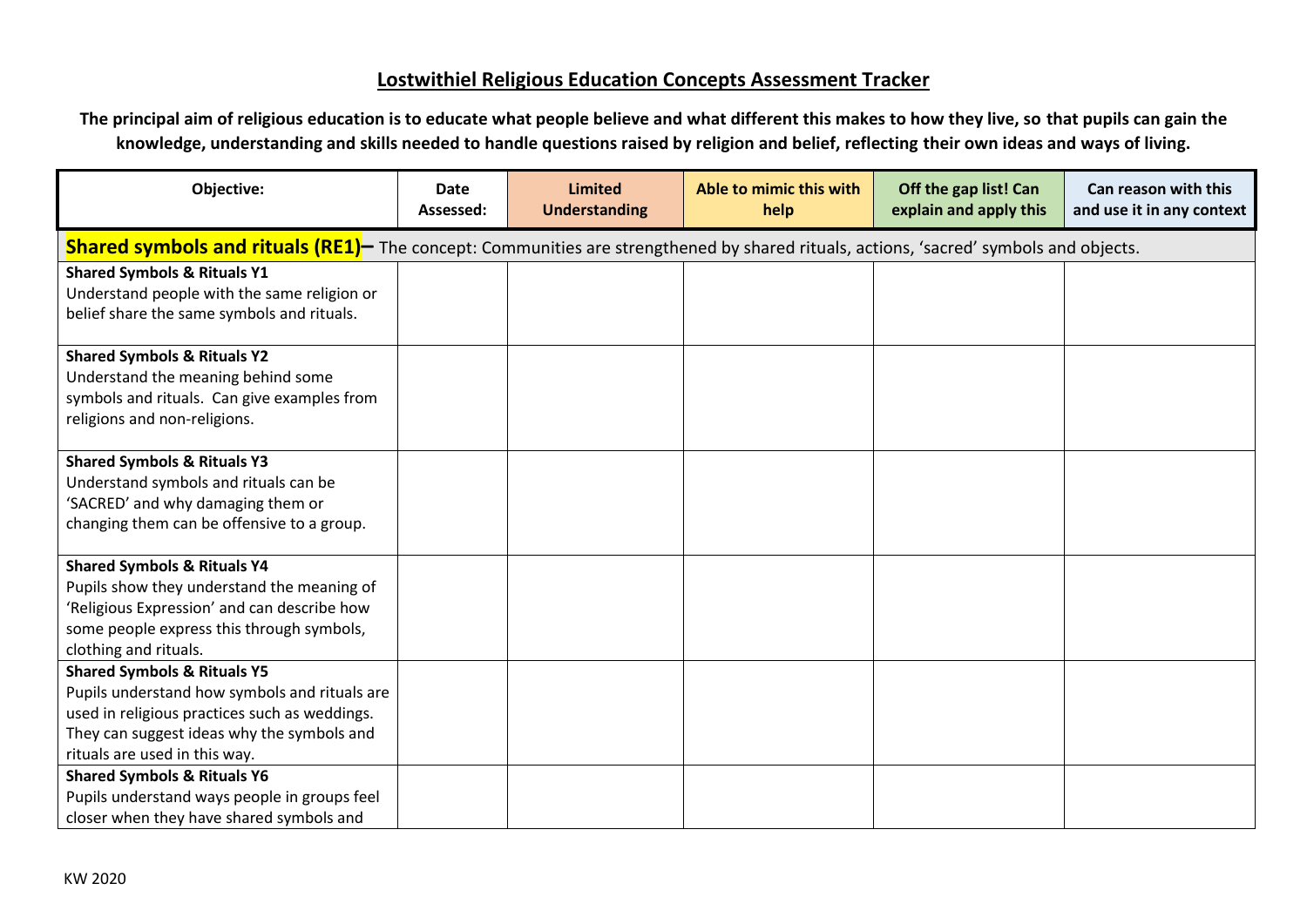# Lostwithiel Religious Education Concepts Assessment Tracker

**The principal aim of religious education is to educate what people believe and what different this makes to how they live, so that pupils can gain the knowledge, understanding and skills needed to handle questions raised by religion and belief, reflecting their own ideas and ways of living.**

| Objective: | Date Assessed: | Limited Understanding | Able to mimic this with help | Off the gap list! Can explain and apply this | Can reason with this and use it in any context |
|---|---|---|---|---|---|
| **Shared symbols and rituals (RE1)–** The concept: Communities are strengthened by shared rituals, actions, 'sacred' symbols and objects. | | | | | |
| **Shared Symbols & Rituals Y1** Understand people with the same religion or belief share the same symbols and rituals. | | | | | |
| **Shared Symbols & Rituals Y2** Understand the meaning behind some symbols and rituals. Can give examples from religions and non-religions. | | | | | |
| **Shared Symbols & Rituals Y3** Understand symbols and rituals can be 'SACRED' and why damaging them or changing them can be offensive to a group. | | | | | |
| **Shared Symbols & Rituals Y4** Pupils show they understand the meaning of 'Religious Expression' and can describe how some people express this through symbols, clothing and rituals. | | | | | |
| **Shared Symbols & Rituals Y5** Pupils understand how symbols and rituals are used in religious practices such as weddings. They can suggest ideas why the symbols and rituals are used in this way. | | | | | |
| **Shared Symbols & Rituals Y6** Pupils understand ways people in groups feel closer when they have shared symbols and | | | | | |

KW 2020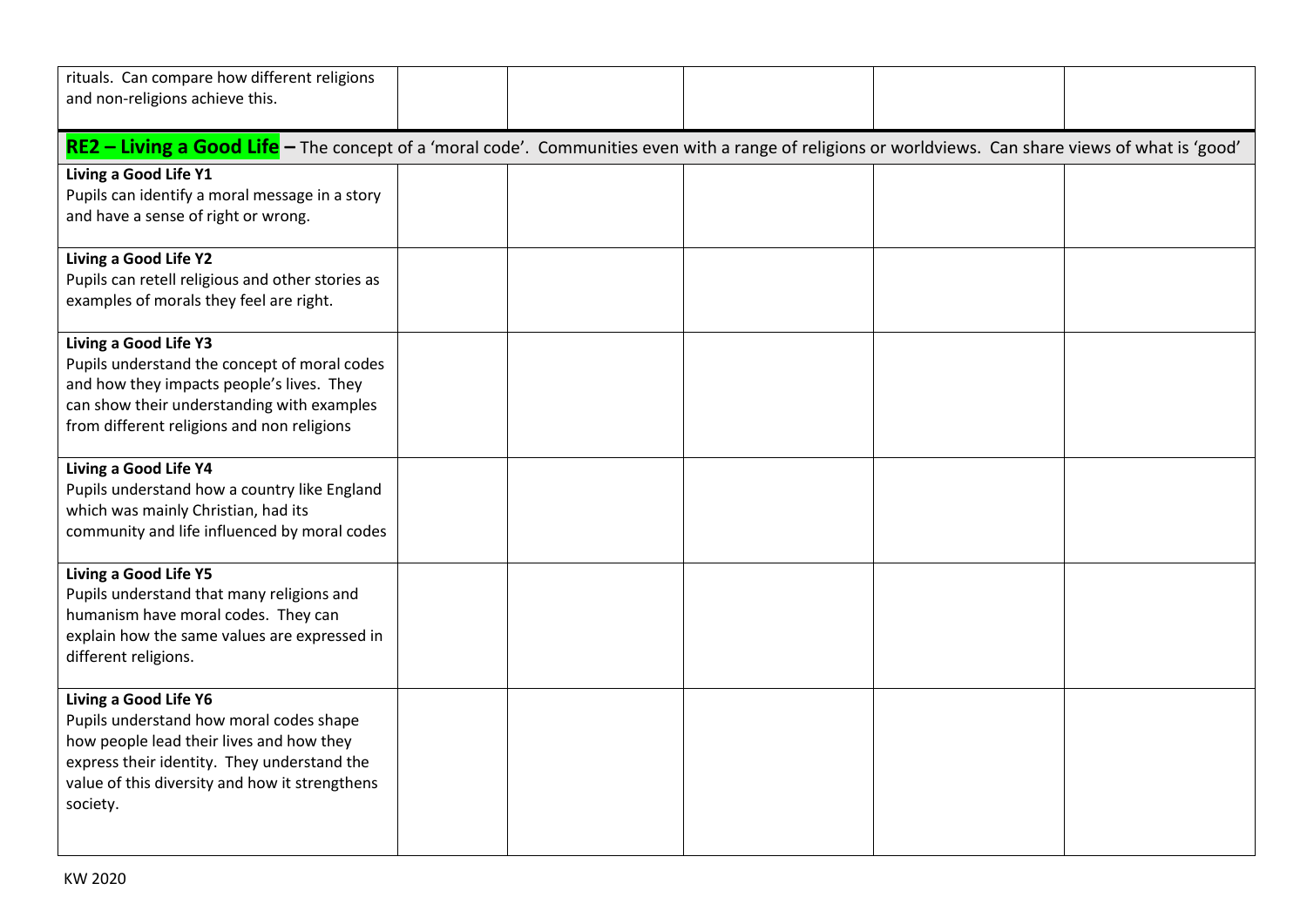| rituals. Can compare how different religions and non-religions achieve this. | | | | | |
|---|---|---|---|---|---|

**RE2 – Living a Good Life –** The concept of a 'moral code'. Communities even with a range of religions or worldviews. Can share views of what is 'good'

| | | | | | |
|---|---|---|---|---|---|
| **Living a Good Life Y1**<br>Pupils can identify a moral message in a story and have a sense of right or wrong. | | | | | |
| **Living a Good Life Y2**<br>Pupils can retell religious and other stories as examples of morals they feel are right. | | | | | |
| **Living a Good Life Y3**<br>Pupils understand the concept of moral codes and how they impacts people's lives. They can show their understanding with examples from different religions and non religions | | | | | |
| **Living a Good Life Y4**<br>Pupils understand how a country like England which was mainly Christian, had its community and life influenced by moral codes | | | | | |
| **Living a Good Life Y5**<br>Pupils understand that many religions and humanism have moral codes. They can explain how the same values are expressed in different religions. | | | | | |
| **Living a Good Life Y6**<br>Pupils understand how moral codes shape how people lead their lives and how they express their identity. They understand the value of this diversity and how it strengthens society. | | | | | |

KW 2020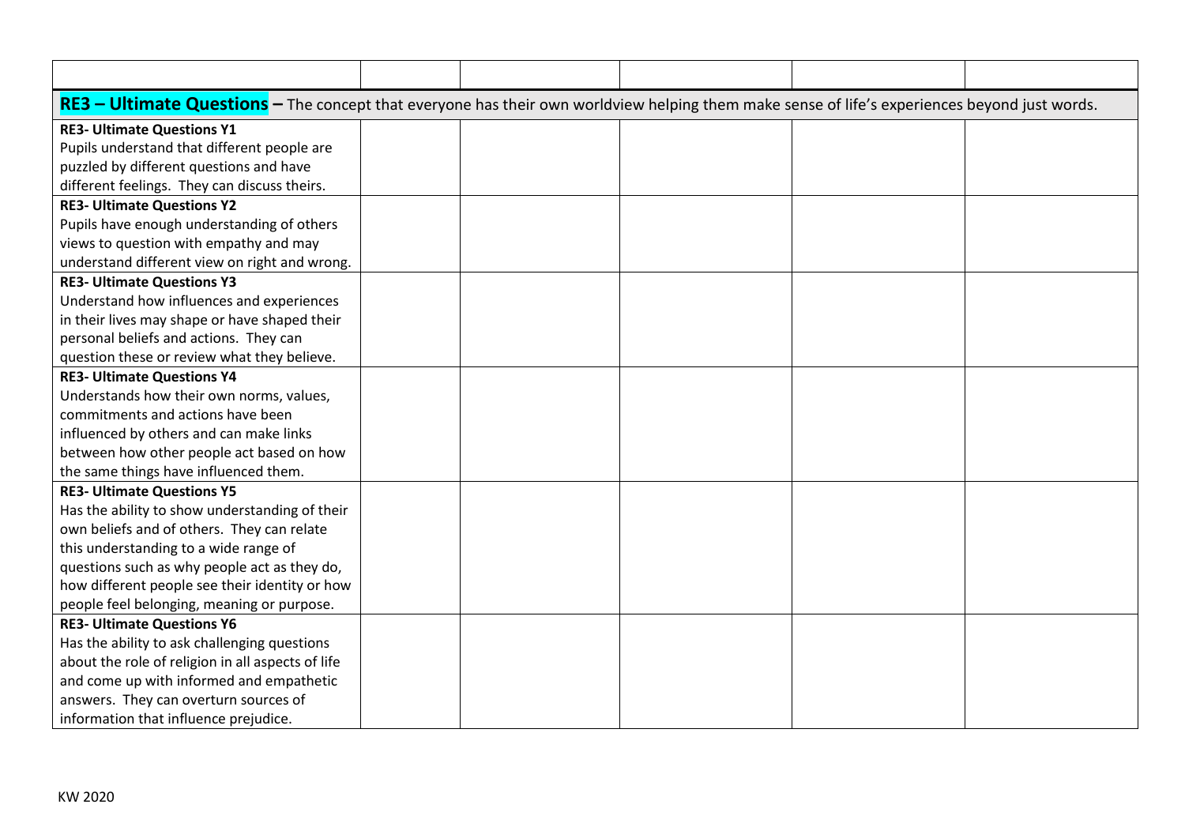| | | | | | |
|---|---|---|---|---|---|
| **RE3 – Ultimate Questions –** The concept that everyone has their own worldview helping them make sense of life's experiences beyond just words. | | | | | |
| **RE3- Ultimate Questions Y1**<br>Pupils understand that different people are puzzled by different questions and have different feelings. They can discuss theirs. | | | | | |
| **RE3- Ultimate Questions Y2**<br>Pupils have enough understanding of others views to question with empathy and may understand different view on right and wrong. | | | | | |
| **RE3- Ultimate Questions Y3**<br>Understand how influences and experiences in their lives may shape or have shaped their personal beliefs and actions. They can question these or review what they believe. | | | | | |
| **RE3- Ultimate Questions Y4**<br>Understands how their own norms, values, commitments and actions have been influenced by others and can make links between how other people act based on how the same things have influenced them. | | | | | |
| **RE3- Ultimate Questions Y5**<br>Has the ability to show understanding of their own beliefs and of others. They can relate this understanding to a wide range of questions such as why people act as they do, how different people see their identity or how people feel belonging, meaning or purpose. | | | | | |
| **RE3- Ultimate Questions Y6**<br>Has the ability to ask challenging questions about the role of religion in all aspects of life and come up with informed and empathetic answers. They can overturn sources of information that influence prejudice. | | | | | |

KW 2020